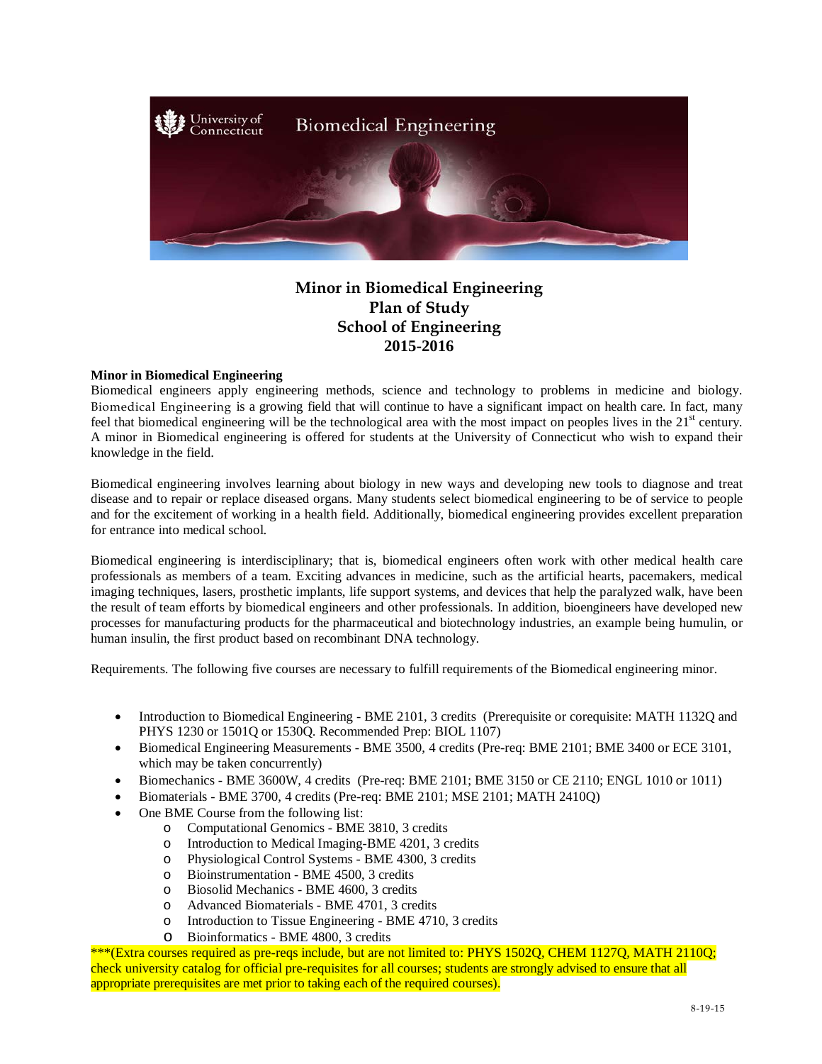# Minor in Biomedical Engineering
# Plan of Study
# School of Engineering
# 2015-2016

**Minor in Biomedical Engineering**

Biomedical engineers apply engineering methods, science and technology to problems in medicine and biology. Biomedical Engineering is a growing field that will continue to have a significant impact on health care. In fact, many feel that biomedical engineering will be the technological area with the most impact on peoples lives in the 21st century. A minor in Biomedical engineering is offered for students at the University of Connecticut who wish to expand their knowledge in the field.

Biomedical engineering involves learning about biology in new ways and developing new tools to diagnose and treat disease and to repair or replace diseased organs. Many students select biomedical engineering to be of service to people and for the excitement of working in a health field. Additionally, biomedical engineering provides excellent preparation for entrance into medical school.

Biomedical engineering is interdisciplinary; that is, biomedical engineers often work with other medical health care professionals as members of a team. Exciting advances in medicine, such as the artificial hearts, pacemakers, medical imaging techniques, lasers, prosthetic implants, life support systems, and devices that help the paralyzed walk, have been the result of team efforts by biomedical engineers and other professionals. In addition, bioengineers have developed new processes for manufacturing products for the pharmaceutical and biotechnology industries, an example being humulin, or human insulin, the first product based on recombinant DNA technology.

Requirements. The following five courses are necessary to fulfill requirements of the Biomedical engineering minor.

- Introduction to Biomedical Engineering - BME 2101, 3 credits (Prerequisite or corequisite: MATH 1132Q and PHYS 1230 or 1501Q or 1530Q. Recommended Prep: BIOL 1107)
- Biomedical Engineering Measurements - BME 3500, 4 credits (Pre-req: BME 2101; BME 3400 or ECE 3101, which may be taken concurrently)
- Biomechanics - BME 3600W, 4 credits (Pre-req: BME 2101; BME 3150 or CE 2110; ENGL 1010 or 1011)
- Biomaterials - BME 3700, 4 credits (Pre-req: BME 2101; MSE 2101; MATH 2410Q)
- One BME Course from the following list:
  - Computational Genomics - BME 3810, 3 credits
  - Introduction to Medical Imaging-BME 4201, 3 credits
  - Physiological Control Systems - BME 4300, 3 credits
  - Bioinstrumentation - BME 4500, 3 credits
  - Biosolid Mechanics - BME 4600, 3 credits
  - Advanced Biomaterials - BME 4701, 3 credits
  - Introduction to Tissue Engineering - BME 4710, 3 credits
  - Bioinformatics - BME 4800, 3 credits

***(Extra courses required as pre-reqs include, but are not limited to: PHYS 1502Q, CHEM 1127Q, MATH 2110Q; check university catalog for official pre-requisites for all courses; students are strongly advised to ensure that all appropriate prerequisites are met prior to taking each of the required courses).

8-19-15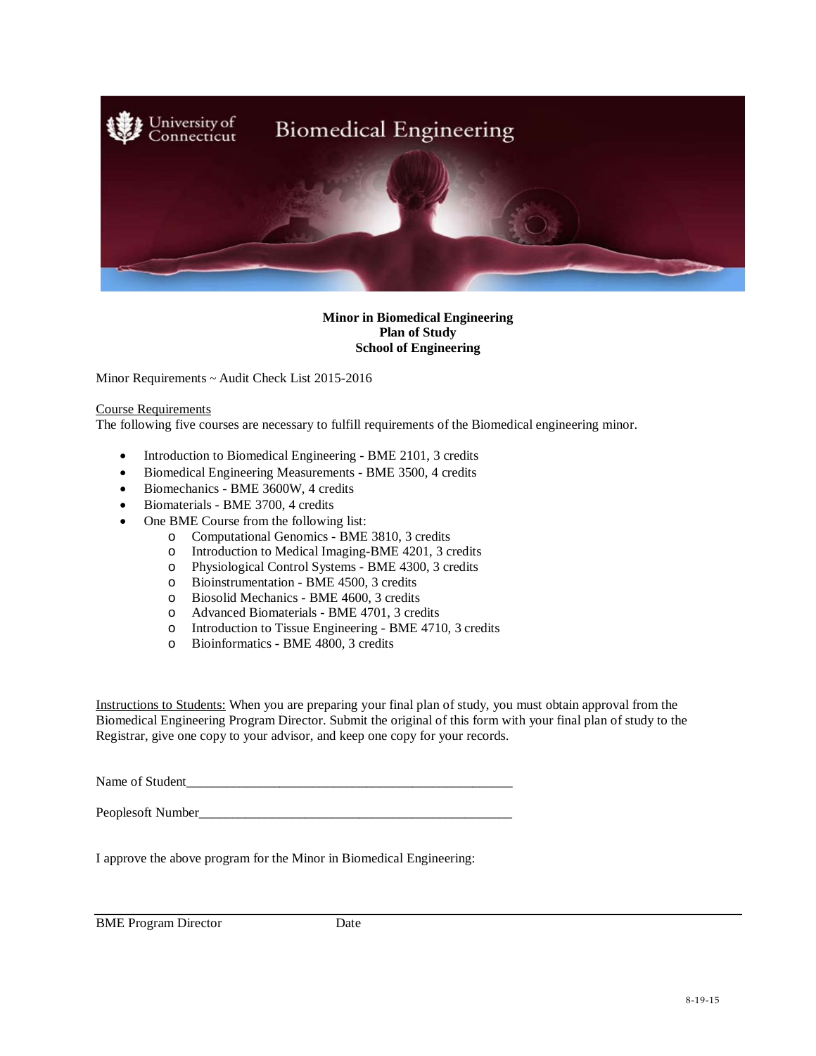**Minor in Biomedical Engineering**
**Plan of Study**
**School of Engineering**

Minor Requirements ~ Audit Check List 2015-2016

Course Requirements

The following five courses are necessary to fulfill requirements of the Biomedical engineering minor.

- Introduction to Biomedical Engineering - BME 2101, 3 credits
- Biomedical Engineering Measurements - BME 3500, 4 credits
- Biomechanics - BME 3600W, 4 credits
- Biomaterials - BME 3700, 4 credits
- One BME Course from the following list:
    - Computational Genomics - BME 3810, 3 credits
    - Introduction to Medical Imaging-BME 4201, 3 credits
    - Physiological Control Systems - BME 4300, 3 credits
    - Bioinstrumentation - BME 4500, 3 credits
    - Biosolid Mechanics - BME 4600, 3 credits
    - Advanced Biomaterials - BME 4701, 3 credits
    - Introduction to Tissue Engineering - BME 4710, 3 credits
    - Bioinformatics - BME 4800, 3 credits

Instructions to Students: When you are preparing your final plan of study, you must obtain approval from the Biomedical Engineering Program Director. Submit the original of this form with your final plan of study to the Registrar, give one copy to your advisor, and keep one copy for your records.

Name of Student_______________________________________________

Peoplesoft Number_____________________________________________

I approve the above program for the Minor in Biomedical Engineering:

BME Program Director                    Date

8-19-15